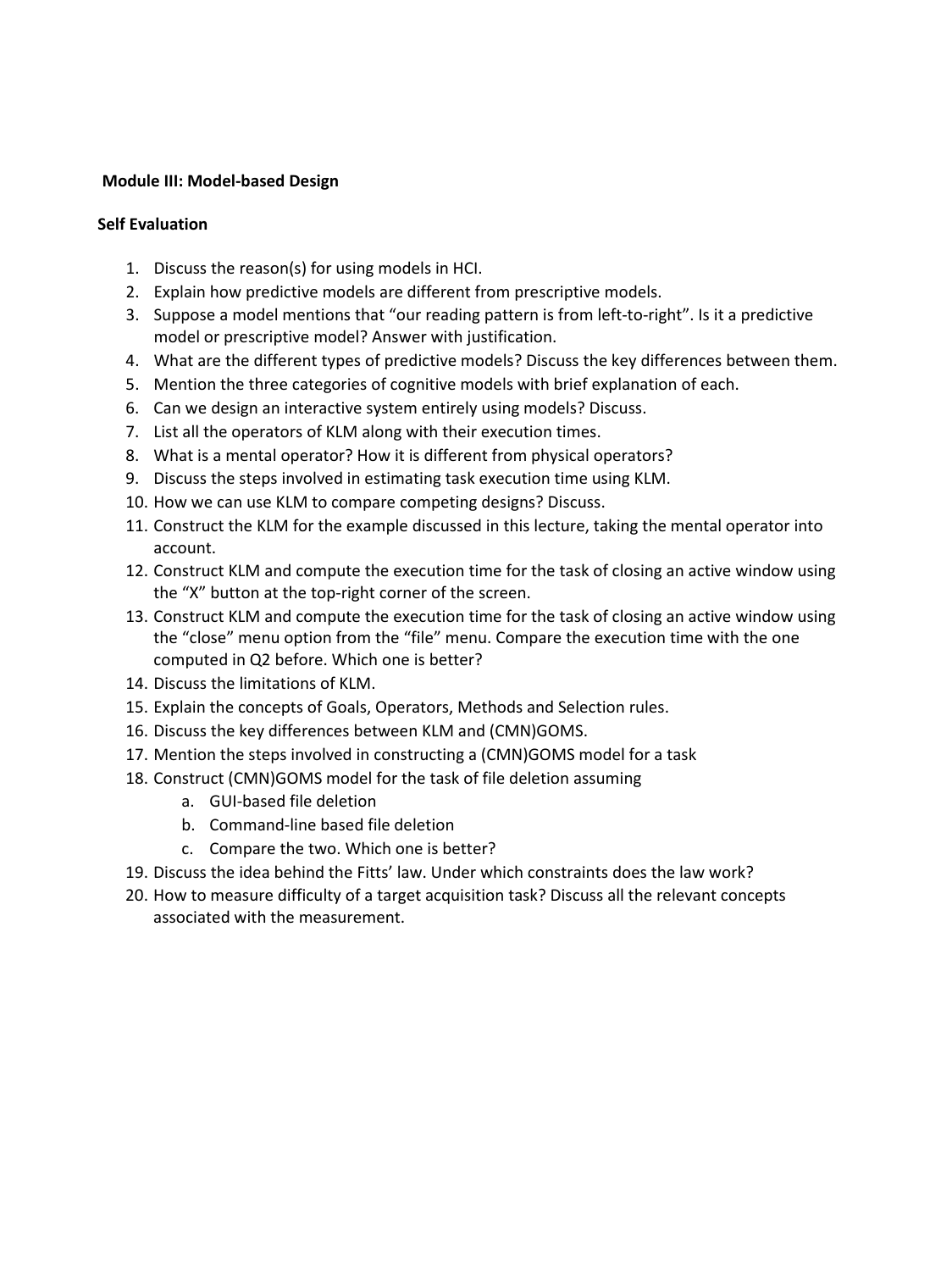**Module III: Model-based Design**

**Self Evaluation**

1. Discuss the reason(s) for using models in HCI.
2. Explain how predictive models are different from prescriptive models.
3. Suppose a model mentions that "our reading pattern is from left-to-right". Is it a predictive model or prescriptive model? Answer with justification.
4. What are the different types of predictive models? Discuss the key differences between them.
5. Mention the three categories of cognitive models with brief explanation of each.
6. Can we design an interactive system entirely using models? Discuss.
7. List all the operators of KLM along with their execution times.
8. What is a mental operator? How it is different from physical operators?
9. Discuss the steps involved in estimating task execution time using KLM.
10. How we can use KLM to compare competing designs? Discuss.
11. Construct the KLM for the example discussed in this lecture, taking the mental operator into account.
12. Construct KLM and compute the execution time for the task of closing an active window using the "X" button at the top-right corner of the screen.
13. Construct KLM and compute the execution time for the task of closing an active window using the "close" menu option from the "file" menu. Compare the execution time with the one computed in Q2 before. Which one is better?
14. Discuss the limitations of KLM.
15. Explain the concepts of Goals, Operators, Methods and Selection rules.
16. Discuss the key differences between KLM and (CMN)GOMS.
17. Mention the steps involved in constructing a (CMN)GOMS model for a task
18. Construct (CMN)GOMS model for the task of file deletion assuming
    a. GUI-based file deletion
    b. Command-line based file deletion
    c. Compare the two. Which one is better?
19. Discuss the idea behind the Fitts' law. Under which constraints does the law work?
20. How to measure difficulty of a target acquisition task? Discuss all the relevant concepts associated with the measurement.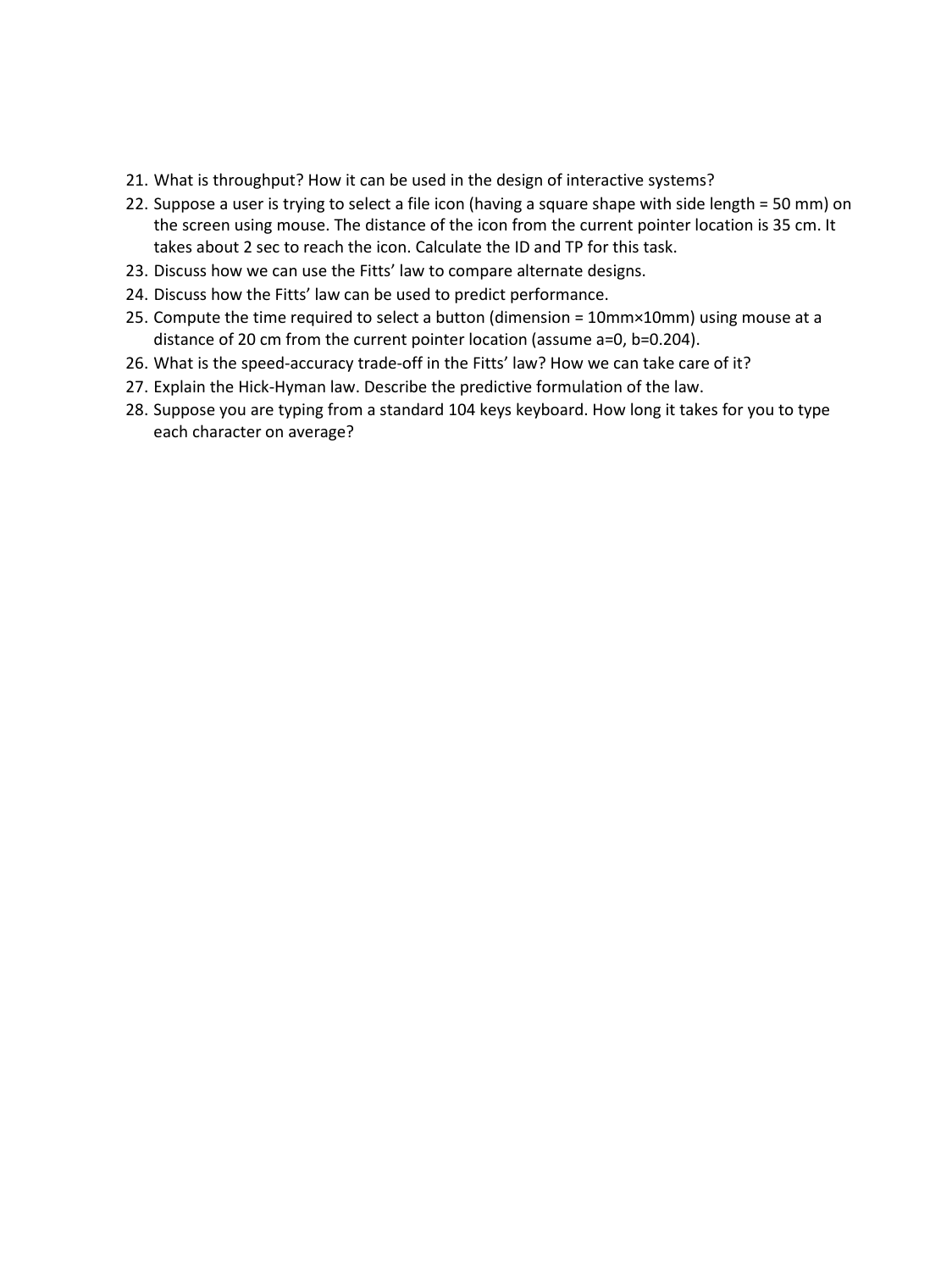21. What is throughput? How it can be used in the design of interactive systems?
22. Suppose a user is trying to select a file icon (having a square shape with side length = 50 mm) on the screen using mouse. The distance of the icon from the current pointer location is 35 cm. It takes about 2 sec to reach the icon. Calculate the ID and TP for this task.
23. Discuss how we can use the Fitts' law to compare alternate designs.
24. Discuss how the Fitts' law can be used to predict performance.
25. Compute the time required to select a button (dimension = 10mm×10mm) using mouse at a distance of 20 cm from the current pointer location (assume a=0, b=0.204).
26. What is the speed-accuracy trade-off in the Fitts' law? How we can take care of it?
27. Explain the Hick-Hyman law. Describe the predictive formulation of the law.
28. Suppose you are typing from a standard 104 keys keyboard. How long it takes for you to type each character on average?